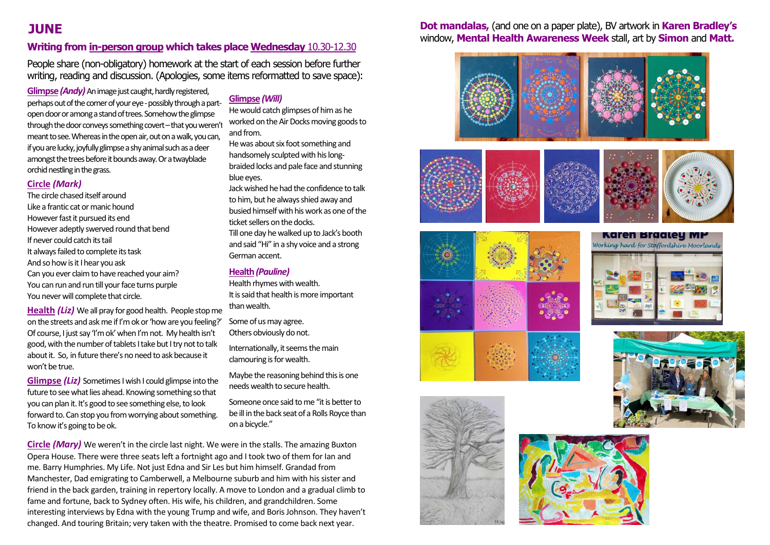# JUNE

## Writing from in-person group which takes place Wednesday 10.30-12.30

People share (non-obligatory) homework at the start of each session before further writing, reading and discussion. (Apologies, some items reformatted to save space):

**Glimpse** ***(Andy)*** An image just caught, hardly registered, perhaps out of the corner of your eye - possibly through a part-open door or among a stand of trees. Somehow the glimpse through the door conveys something covert – that you weren't meant to see. Whereas in the open air, out on a walk, you can, if you are lucky, joyfully glimpse a shy animal such as a deer amongst the trees before it bounds away. Or a twayblade orchid nestling in the grass.

**Circle** ***(Mark)***

The circle chased itself around
Like a frantic cat or manic hound
However fast it pursued its end
However adeptly swerved round that bend
If never could catch its tail
It always failed to complete its task
And so how is it I hear you ask
Can you ever claim to have reached your aim?
You can run and run till your face turns purple
You never will complete that circle.

**Health** ***(Liz)*** We all pray for good health. People stop me on the streets and ask me if I'm ok or 'how are you feeling?' Of course, I just say 'I'm ok' when I'm not. My health isn't good, with the number of tablets I take but I try not to talk about it. So, in future there's no need to ask because it won't be true.

**Glimpse** ***(Liz)*** Sometimes I wish I could glimpse into the future to see what lies ahead. Knowing something so that you can plan it. It's good to see something else, to look forward to. Can stop you from worrying about something. To know it's going to be ok.

**Glimpse** ***(Will)***

He would catch glimpses of him as he worked on the Air Docks moving goods to and from.
He was about six foot something and handsomely sculpted with his long-braided locks and pale face and stunning blue eyes.
Jack wished he had the confidence to talk to him, but he always shied away and busied himself with his work as one of the ticket sellers on the docks.
Till one day he walked up to Jack's booth and said "Hi" in a shy voice and a strong German accent.

**Health** ***(Pauline)***

Health rhymes with wealth.
It is said that health is more important than wealth.

Some of us may agree.
Others obviously do not.

Internationally, it seems the main clamouring is for wealth.

Maybe the reasoning behind this is one needs wealth to secure health.

Someone once said to me "it is better to be ill in the back seat of a Rolls Royce than on a bicycle."

**Circle** ***(Mary)*** We weren't in the circle last night. We were in the stalls. The amazing Buxton Opera House. There were three seats left a fortnight ago and I took two of them for Ian and me. Barry Humphries. My Life. Not just Edna and Sir Les but him himself. Grandad from Manchester, Dad emigrating to Camberwell, a Melbourne suburb and him with his sister and friend in the back garden, training in repertory locally. A move to London and a gradual climb to fame and fortune, back to Sydney often. His wife, his children, and grandchildren. Some interesting interviews by Edna with the young Trump and wife, and Boris Johnson. They haven't changed. And touring Britain; very taken with the theatre. Promised to come back next year.

**Dot mandalas,** (and one on a paper plate), BV artwork in **Karen Bradley's** window, **Mental Health Awareness Week** stall, art by **Simon** and **Matt.**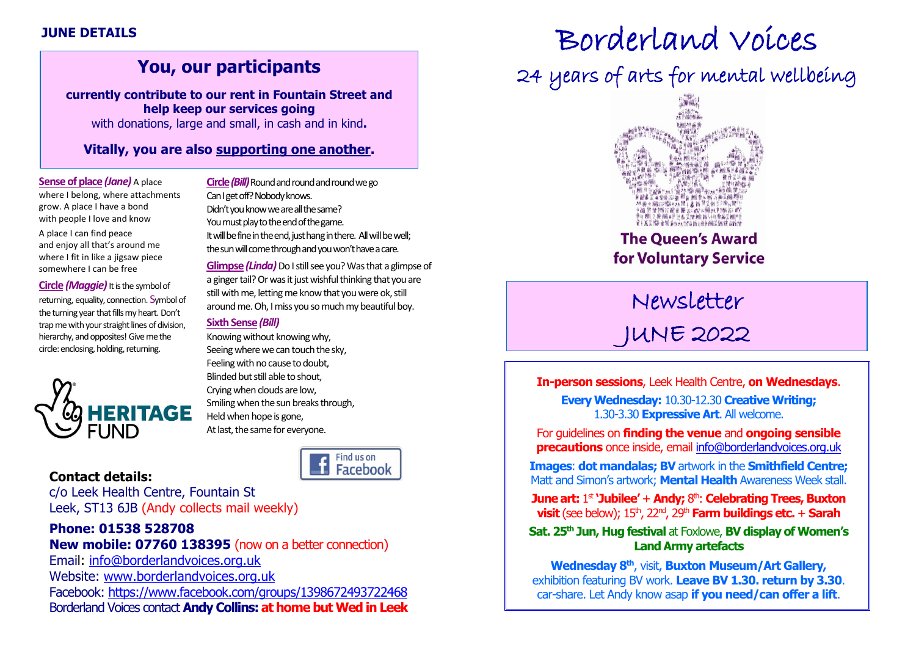## JUNE DETAILS

## You, our participants

**currently contribute to our rent in Fountain Street and help keep our services going**
with donations, large and small, in cash and in kind**.**

**Vitally, you are also supporting one another.**

**Sense of place** ***(Jane)*** A place where I belong, where attachments grow. A place I have a bond with people I love and know
A place I can find peace and enjoy all that's around me where I fit in like a jigsaw piece somewhere I can be free

**Circle** ***(Maggie)*** It is the symbol of returning, equality, connection. Symbol of the turning year that fills my heart. Don't trap me with your straight lines of division, hierarchy, and opposites! Give me the circle: enclosing, holding, returning.

**Circle** ***(Bill)*** Round and round and round we go
Can I get off? Nobody knows.
Didn't you know we are all the same?
You must play to the end of the game.
It will be fine in the end, just hang in there. All will be well;
the sun will come through and you won't have a care.

**Glimpse** ***(Linda)*** Do I still see you? Was that a glimpse of a ginger tail? Or was it just wishful thinking that you are still with me, letting me know that you were ok, still around me. Oh, I miss you so much my beautiful boy.

**Sixth Sense** ***(Bill)***
Knowing without knowing why,
Seeing where we can touch the sky,
Feeling with no cause to doubt,
Blinded but still able to shout,
Crying when clouds are low,
Smiling when the sun breaks through,
Held when hope is gone,
At last, the same for everyone.

HERITAGE FUND

Find us on Facebook

**Contact details:**
c/o Leek Health Centre, Fountain St
Leek, ST13 6JB (Andy collects mail weekly)

**Phone: 01538 528708**
**New mobile: 07760 138395** (now on a better connection)
Email: info@borderlandvoices.org.uk
Website: www.borderlandvoices.org.uk
Facebook: https://www.facebook.com/groups/1398672493722468
Borderland Voices contact **Andy Collins: at home but Wed in Leek**

# Borderland Voices

## 24 years of arts for mental wellbeing

**The Queen's Award for Voluntary Service**

# Newsletter JUNE 2022

**In-person sessions**, Leek Health Centre, **on Wednesdays**.

**Every Wednesday:** 10.30-12.30 **Creative Writing;** 1.30-3.30 **Expressive Art**. All welcome.

For guidelines on **finding the venue** and **ongoing sensible precautions** once inside, email info@borderlandvoices.org.uk

**Images**: **dot mandalas; BV** artwork in the **Smithfield Centre;** Matt and Simon's artwork; **Mental Health** Awareness Week stall.

**June art:** 1st **'Jubilee'** + **Andy;** 8th: **Celebrating Trees, Buxton visit** (see below); 15th, 22nd, 29th **Farm buildings etc.** + **Sarah**

**Sat. 25th Jun, Hug festival** at Foxlowe, **BV display of Women's Land Army artefacts**

**Wednesday 8th**, visit, **Buxton Museum/Art Gallery,** exhibition featuring BV work. **Leave BV 1.30. return by 3.30**. car-share. Let Andy know asap **if you need/can offer a lift**.